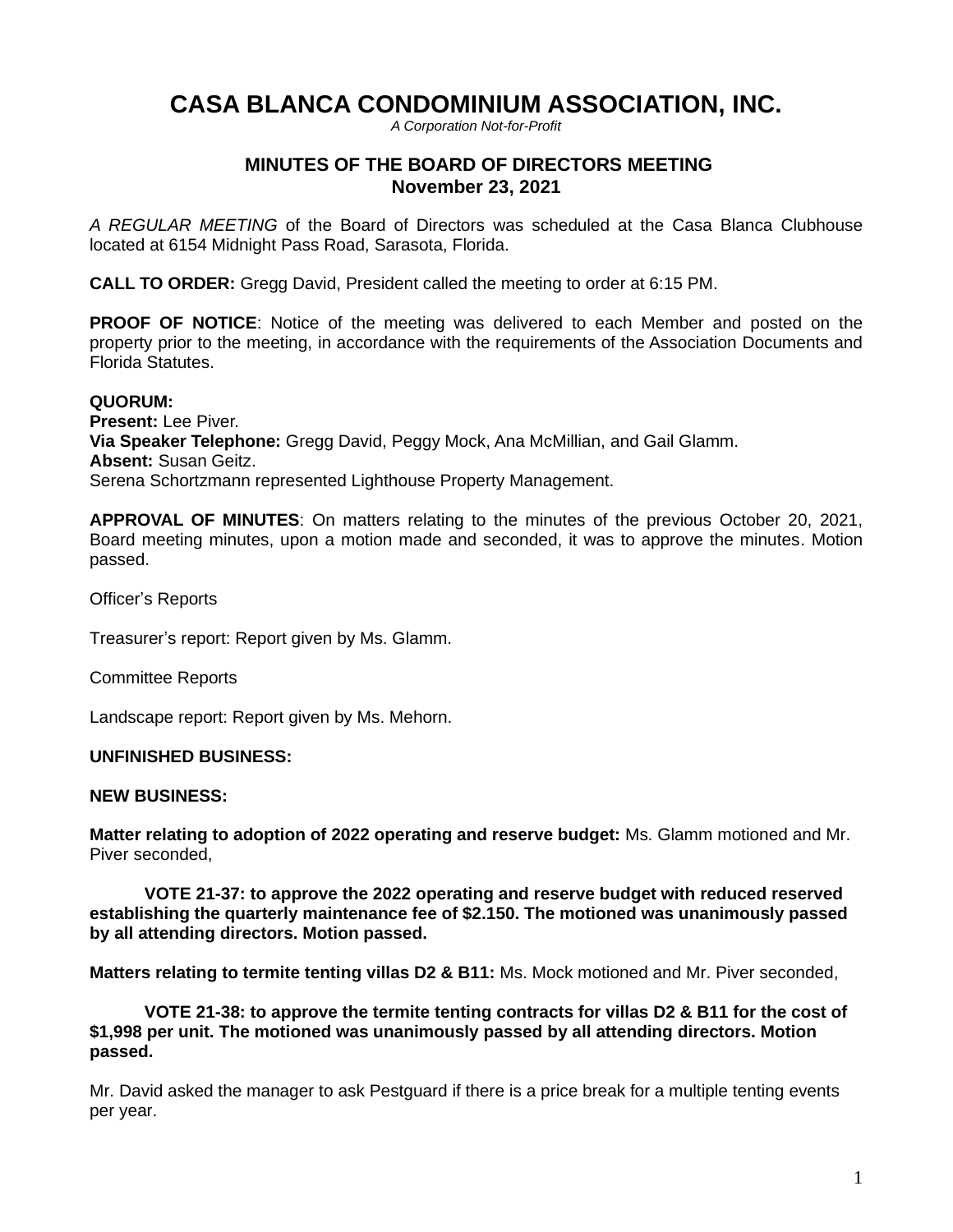# CASA BLANCA CONDOMINIUM ASSOCIATION, INC.

*A Corporation Not-for-Profit*

## MINUTES OF THE BOARD OF DIRECTORS MEETING
## November 23, 2021

*A REGULAR MEETING* of the Board of Directors was scheduled at the Casa Blanca Clubhouse located at 6154 Midnight Pass Road, Sarasota, Florida.

**CALL TO ORDER:** Gregg David, President called the meeting to order at 6:15 PM.

**PROOF OF NOTICE**: Notice of the meeting was delivered to each Member and posted on the property prior to the meeting, in accordance with the requirements of the Association Documents and Florida Statutes.

**QUORUM:**
**Present:** Lee Piver.
**Via Speaker Telephone:** Gregg David, Peggy Mock, Ana McMillian, and Gail Glamm.
**Absent:** Susan Geitz.
Serena Schortzmann represented Lighthouse Property Management.

**APPROVAL OF MINUTES**: On matters relating to the minutes of the previous October 20, 2021, Board meeting minutes, upon a motion made and seconded, it was to approve the minutes. Motion passed.

Officer's Reports

Treasurer's report: Report given by Ms. Glamm.

Committee Reports

Landscape report: Report given by Ms. Mehorn.

**UNFINISHED BUSINESS:**

**NEW BUSINESS:**

**Matter relating to adoption of 2022 operating and reserve budget:** Ms. Glamm motioned and Mr. Piver seconded,

**VOTE 21-37: to approve the 2022 operating and reserve budget with reduced reserved establishing the quarterly maintenance fee of $2.150. The motioned was unanimously passed by all attending directors. Motion passed.**

**Matters relating to termite tenting villas D2 & B11:** Ms. Mock motioned and Mr. Piver seconded,

**VOTE 21-38: to approve the termite tenting contracts for villas D2 & B11 for the cost of $1,998 per unit. The motioned was unanimously passed by all attending directors. Motion passed.**

Mr. David asked the manager to ask Pestguard if there is a price break for a multiple tenting events per year.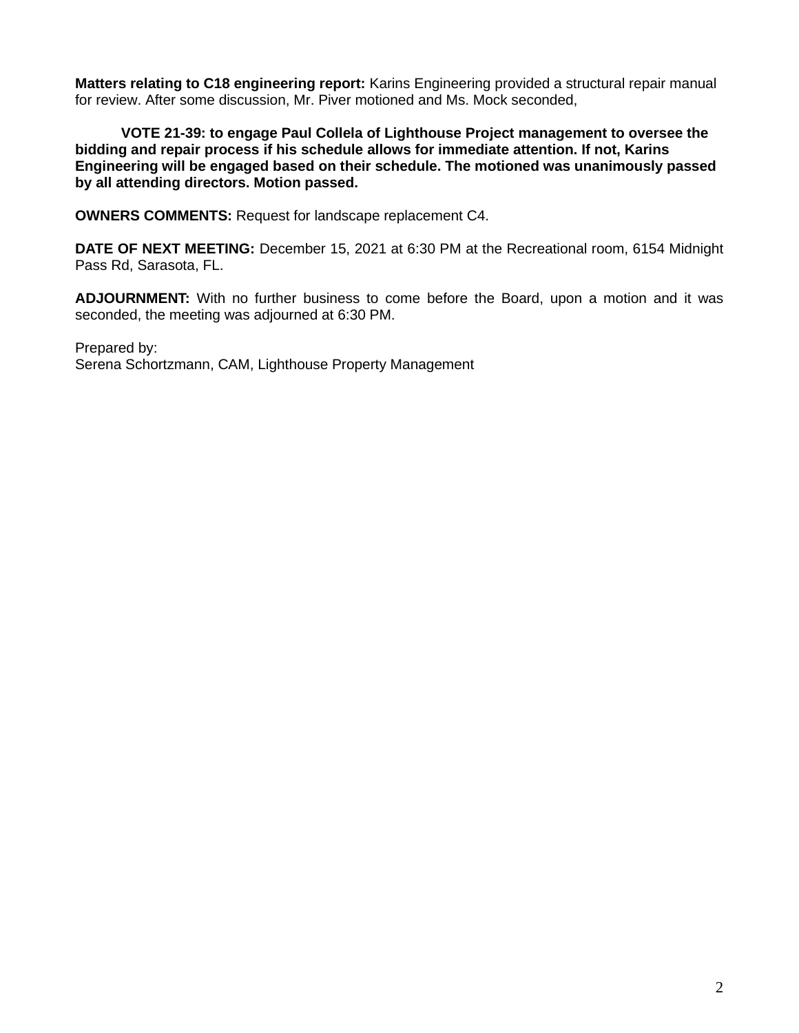**Matters relating to C18 engineering report:** Karins Engineering provided a structural repair manual for review. After some discussion, Mr. Piver motioned and Ms. Mock seconded,

**VOTE 21-39: to engage Paul Collela of Lighthouse Project management to oversee the bidding and repair process if his schedule allows for immediate attention. If not, Karins Engineering will be engaged based on their schedule. The motioned was unanimously passed by all attending directors. Motion passed.**

**OWNERS COMMENTS:** Request for landscape replacement C4.

**DATE OF NEXT MEETING:** December 15, 2021 at 6:30 PM at the Recreational room, 6154 Midnight Pass Rd, Sarasota, FL.

**ADJOURNMENT:** With no further business to come before the Board, upon a motion and it was seconded, the meeting was adjourned at 6:30 PM.

Prepared by:
Serena Schortzmann, CAM, Lighthouse Property Management